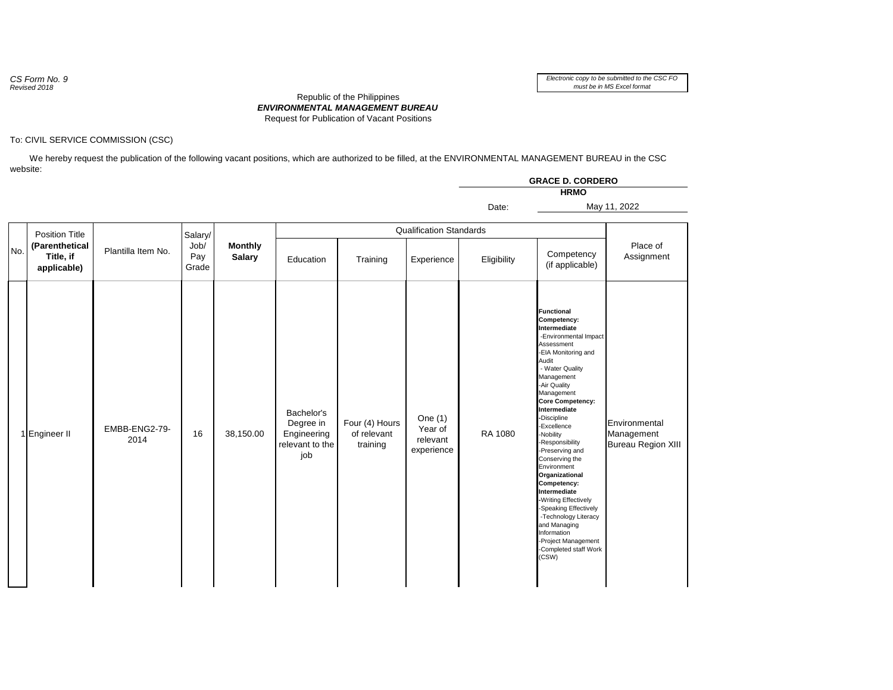*CS Form No. 9*
*Revised 2018*

*Electronic copy to be submitted to the CSC FO must be in MS Excel format*

Republic of the Philippines
***ENVIRONMENTAL MANAGEMENT BUREAU***
Request for Publication of Vacant Positions

To: CIVIL SERVICE COMMISSION (CSC)

We hereby request the publication of the following vacant positions, which are authorized to be filled, at the ENVIRONMENTAL MANAGEMENT BUREAU in the CSC website:

**GRACE D. CORDERO**
**HRMO**

Date: May 11, 2022

| No. | Position Title **(Parenthetical Title, if applicable)** | Plantilla Item No. | Salary/ Job/ Pay Grade | **Monthly Salary** | Qualification Standards | | | | | Place of Assignment |
|---|---|---|---|---|---|---|---|---|---|---|
| | | | | | Education | Training | Experience | Eligibility | Competency (if applicable) | |
| 1 | Engineer II | EMBB-ENG2-79-2014 | 16 | 38,150.00 | Bachelor's Degree in Engineering relevant to the job | Four (4) Hours of relevant training | One (1) Year of relevant experience | RA 1080 | **Functional Competency: Intermediate** -Environmental Impact Assessment -EIA Monitoring and Audit - Water Quality Management -Air Quality Management **Core Competency: Intermediate** -Discipline -Excellence -Nobility -Responsibility -Preserving and Conserving the Environment **Organizational Competency: Intermediate** -Writing Effectively -Speaking Effectively -Technology Literacy and Managing Information -Project Management -Completed staff Work (CSW) | Environmental Management Bureau Region XIII |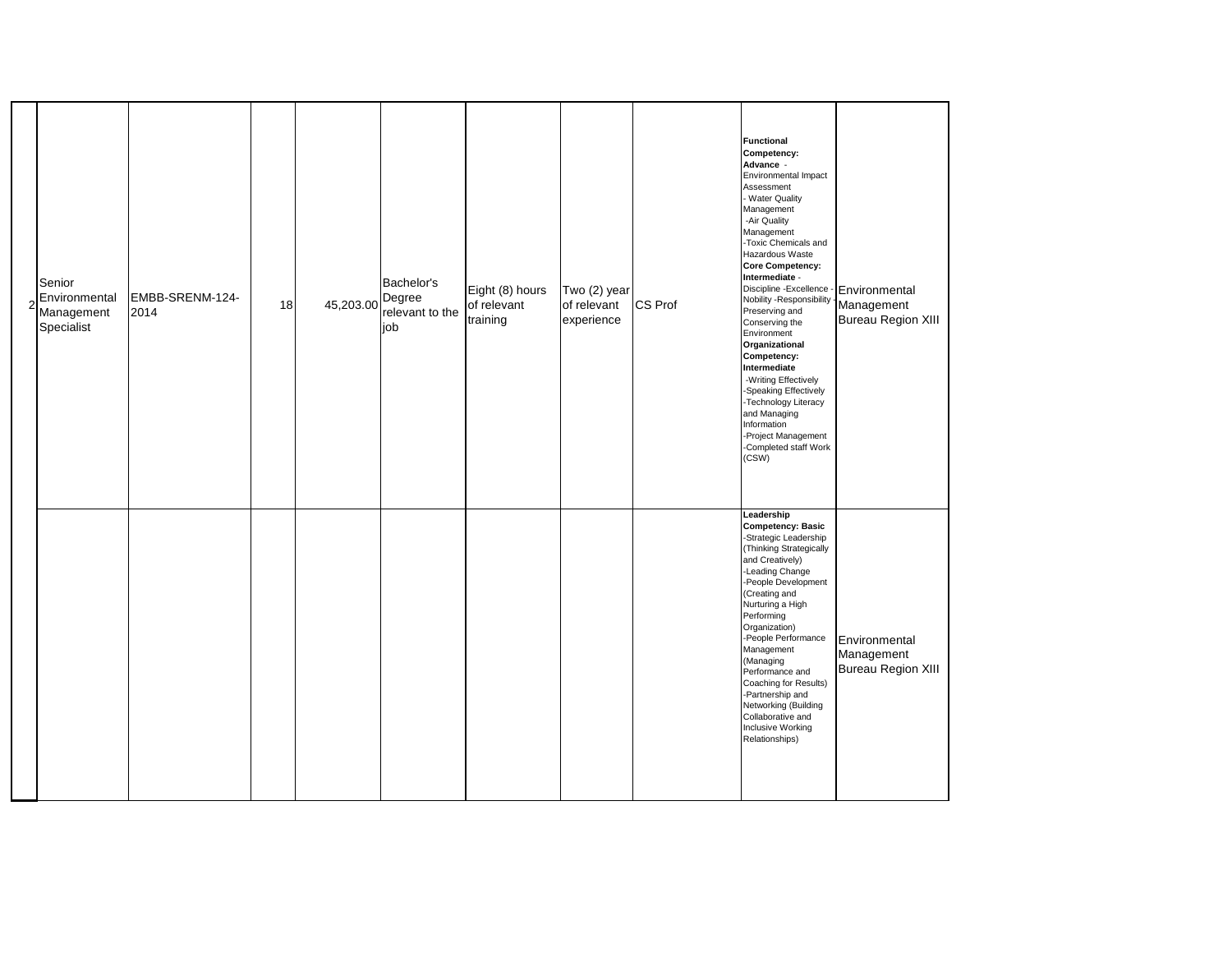| 2 | Senior Environmental Management Specialist | EMBB-SRENM-124-2014 | 18 | 45,203.00 | Bachelor's Degree relevant to the job | Eight (8) hours of relevant training | Two (2) year of relevant experience | CS Prof | **Functional Competency: Advance** - Environmental Impact Assessment - Water Quality Management -Air Quality Management -Toxic Chemicals and Hazardous Waste **Core Competency: Intermediate** - Discipline -Excellence - Nobility -Responsibility - Preserving and Conserving the Environment **Organizational Competency: Intermediate** -Writing Effectively -Speaking Effectively -Technology Literacy and Managing Information -Project Management -Completed staff Work (CSW) | Environmental Management Bureau Region XIII |
|---|---|---|---|---|---|---|---|---|---|---|
| | | | | | | | | | **Leadership Competency: Basic** -Strategic Leadership (Thinking Strategically and Creatively) -Leading Change -People Development (Creating and Nurturing a High Performing Organization) -People Performance Management (Managing Performance and Coaching for Results) -Partnership and Networking (Building Collaborative and Inclusive Working Relationships) | Environmental Management Bureau Region XIII |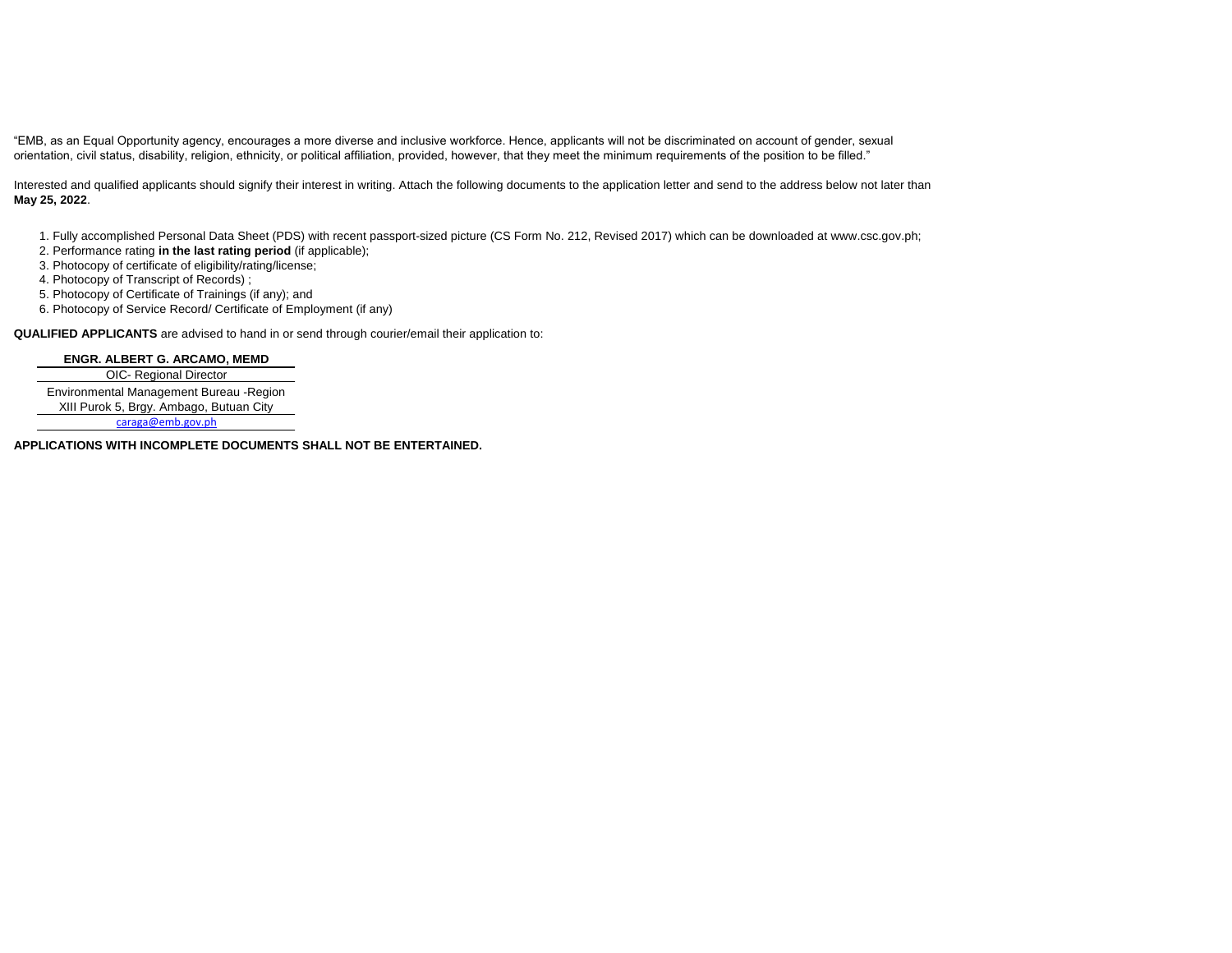"EMB, as an Equal Opportunity agency, encourages a more diverse and inclusive workforce. Hence, applicants will not be discriminated on account of gender, sexual orientation, civil status, disability, religion, ethnicity, or political affiliation, provided, however, that they meet the minimum requirements of the position to be filled."

Interested and qualified applicants should signify their interest in writing. Attach the following documents to the application letter and send to the address below not later than **May 25, 2022**.

1. Fully accomplished Personal Data Sheet (PDS) with recent passport-sized picture (CS Form No. 212, Revised 2017) which can be downloaded at www.csc.gov.ph;
2. Performance rating **in the last rating period** (if applicable);
3. Photocopy of certificate of eligibility/rating/license;
4. Photocopy of Transcript of Records) ;
5. Photocopy of Certificate of Trainings (if any); and
6. Photocopy of Service Record/ Certificate of Employment (if any)

**QUALIFIED APPLICANTS** are advised to hand in or send through courier/email their application to:

**ENGR. ALBERT G. ARCAMO, MEMD**
OIC- Regional Director
Environmental Management Bureau -Region XIII Purok 5, Brgy. Ambago, Butuan City
caraga@emb.gov.ph

**APPLICATIONS WITH INCOMPLETE DOCUMENTS SHALL NOT BE ENTERTAINED.**